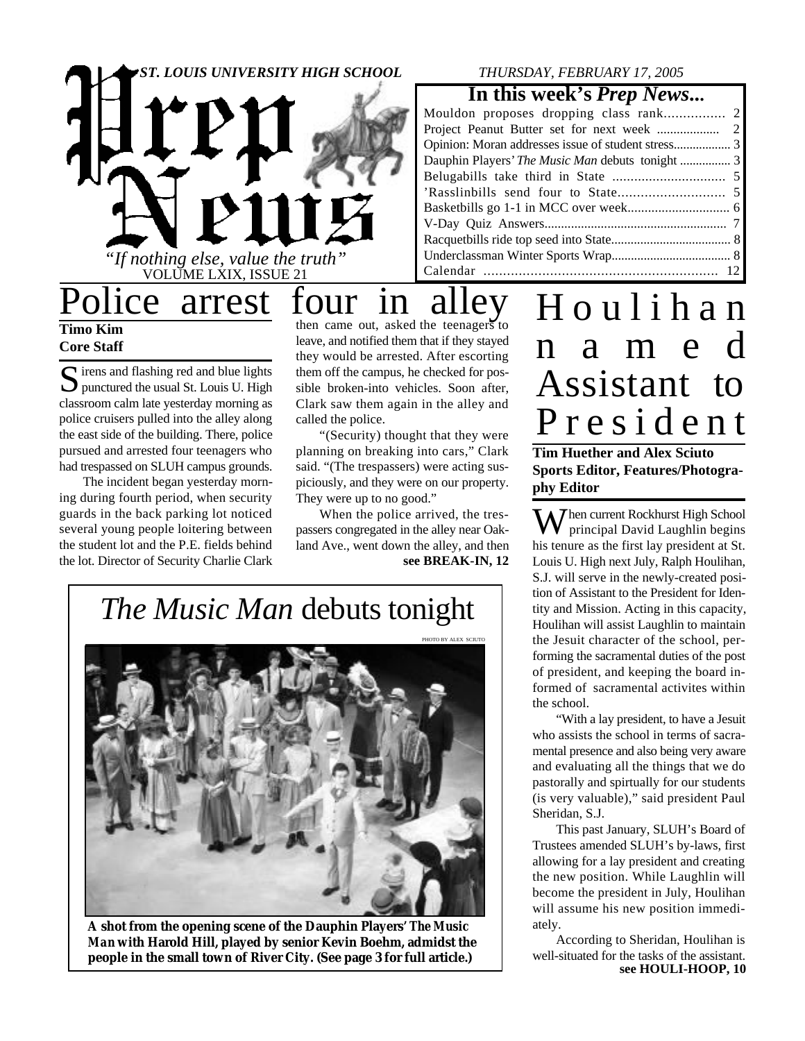ST. LOUIS UNIVERSITY HIGH SCHOOL

THURSDAY, FEBRUARY 17, 2005

# Prep News

*"If nothing else, value the truth"*

VOLUME LXIX, ISSUE 21

## In this week's *Prep News...*

| | |
|---|---|
| Mouldon proposes dropping class rank | 2 |
| Project Peanut Butter set for next week | 2 |
| Opinion: Moran addresses issue of student stress | 3 |
| Dauphin Players' *The Music Man* debuts tonight | 3 |
| Belugabills take third in State | 5 |
| 'Rasslinbills send four to State | 5 |
| Basketbills go 1-1 in MCC over week | 6 |
| V-Day Quiz Answers | 7 |
| Racquetbills ride top seed into State | 8 |
| Underclassman Winter Sports Wrap | 8 |
| Calendar | 12 |

# Police arrest four in alley

**Timo Kim**
**Core Staff**

Sirens and flashing red and blue lights punctured the usual St. Louis U. High classroom calm late yesterday morning as police cruisers pulled into the alley along the east side of the building. There, police pursued and arrested four teenagers who had trespassed on SLUH campus grounds.

The incident began yesterday morning during fourth period, when security guards in the back parking lot noticed several young people loitering between the student lot and the P.E. fields behind the lot. Director of Security Charlie Clark then came out, asked the teenagers to leave, and notified them that if they stayed they would be arrested. After escorting them off the campus, he checked for possible broken-into vehicles. Soon after, Clark saw them again in the alley and called the police.

"(Security) thought that they were planning on breaking into cars," Clark said. "(The trespassers) were acting suspiciously, and they were on our property. They were up to no good."

When the police arrived, the trespassers congregated in the alley near Oakland Ave., went down the alley, and then

**see BREAK-IN, 12**

# Houlihan named Assistant to President

**Tim Huether and Alex Sciuto**
**Sports Editor, Features/Photography Editor**

When current Rockhurst High School principal David Laughlin begins his tenure as the first lay president at St. Louis U. High next July, Ralph Houlihan, S.J. will serve in the newly-created position of Assistant to the President for Identity and Mission. Acting in this capacity, Houlihan will assist Laughlin to maintain the Jesuit character of the school, performing the sacramental duties of the post of president, and keeping the board informed of sacramental activites within the school.

"With a lay president, to have a Jesuit who assists the school in terms of sacramental presence and also being very aware and evaluating all the things that we do pastorally and spirtually for our students (is very valuable)," said president Paul Sheridan, S.J.

This past January, SLUH's Board of Trustees amended SLUH's by-laws, first allowing for a lay president and creating the new position. While Laughlin will become the president in July, Houlihan will assume his new position immediately.

According to Sheridan, Houlihan is well-situated for the tasks of the assistant.

**see HOULI-HOOP, 10**

# *The Music Man* debuts tonight

PHOTO BY ALEX SCIUTO

**A shot from the opening scene of the Dauphin Players' The Music Man with Harold Hill, played by senior Kevin Boehm, admidst the people in the small town of River City. (See page 3 for full article.)**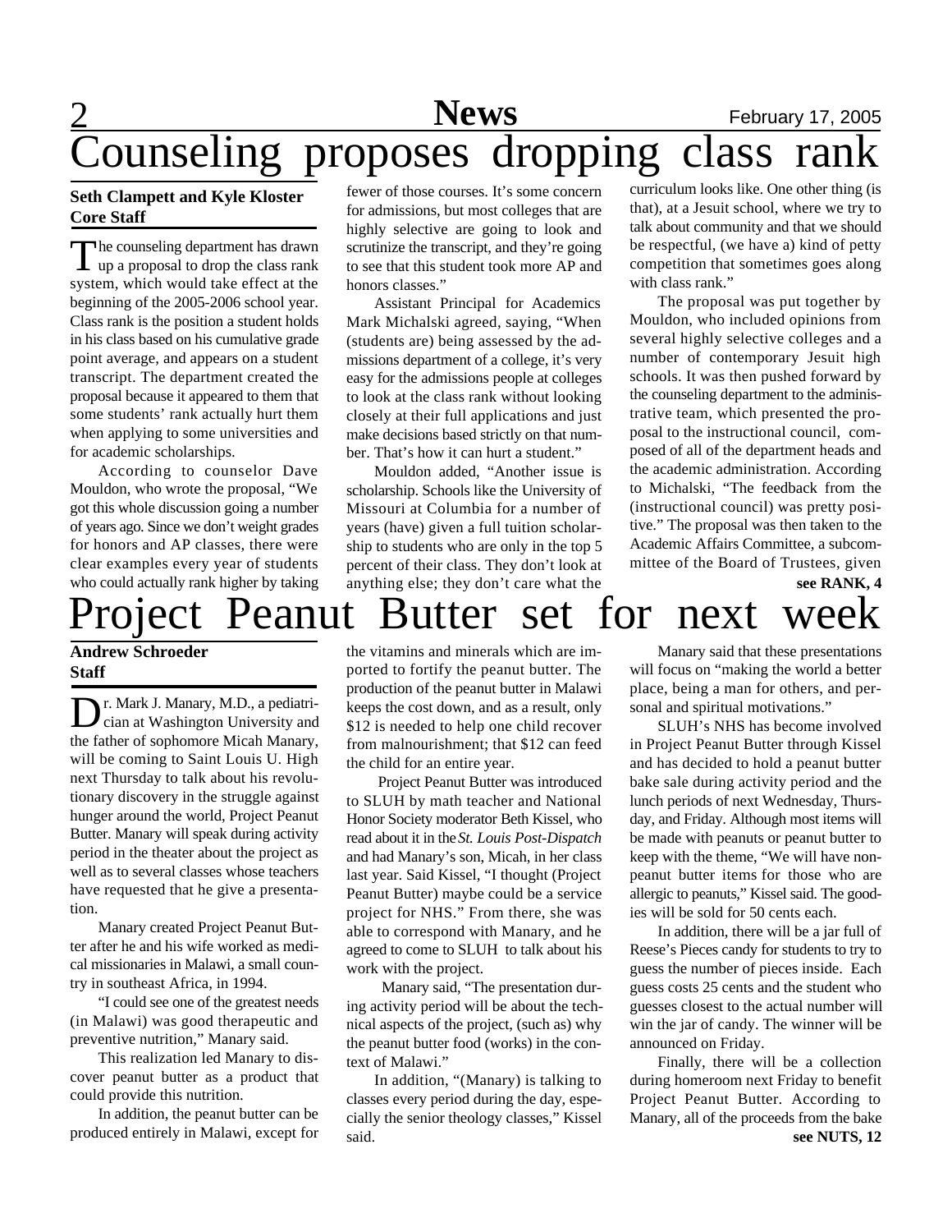# Counseling proposes dropping class rank

**Seth Clampett and Kyle Kloster**
**Core Staff**

The counseling department has drawn up a proposal to drop the class rank system, which would take effect at the beginning of the 2005-2006 school year. Class rank is the position a student holds in his class based on his cumulative grade point average, and appears on a student transcript. The department created the proposal because it appeared to them that some students' rank actually hurt them when applying to some universities and for academic scholarships.

According to counselor Dave Mouldon, who wrote the proposal, "We got this whole discussion going a number of years ago. Since we don't weight grades for honors and AP classes, there were clear examples every year of students who could actually rank higher by taking fewer of those courses. It's some concern for admissions, but most colleges that are highly selective are going to look and scrutinize the transcript, and they're going to see that this student took more AP and honors classes."

Assistant Principal for Academics Mark Michalski agreed, saying, "When (students are) being assessed by the admissions department of a college, it's very easy for the admissions people at colleges to look at the class rank without looking closely at their full applications and just make decisions based strictly on that number. That's how it can hurt a student."

Mouldon added, "Another issue is scholarship. Schools like the University of Missouri at Columbia for a number of years (have) given a full tuition scholarship to students who are only in the top 5 percent of their class. They don't look at anything else; they don't care what the curriculum looks like. One other thing (is that), at a Jesuit school, where we try to talk about community and that we should be respectful, (we have a) kind of petty competition that sometimes goes along with class rank."

The proposal was put together by Mouldon, who included opinions from several highly selective colleges and a number of contemporary Jesuit high schools. It was then pushed forward by the counseling department to the administrative team, which presented the proposal to the instructional council, composed of all of the department heads and the academic administration. According to Michalski, "The feedback from the (instructional council) was pretty positive." The proposal was then taken to the Academic Affairs Committee, a subcommittee of the Board of Trustees, given

**see RANK, 4**

# Project Peanut Butter set for next week

**Andrew Schroeder**
**Staff**

Dr. Mark J. Manary, M.D., a pediatrician at Washington University and the father of sophomore Micah Manary, will be coming to Saint Louis U. High next Thursday to talk about his revolutionary discovery in the struggle against hunger around the world, Project Peanut Butter. Manary will speak during activity period in the theater about the project as well as to several classes whose teachers have requested that he give a presentation.

Manary created Project Peanut Butter after he and his wife worked as medical missionaries in Malawi, a small country in southeast Africa, in 1994.

"I could see one of the greatest needs (in Malawi) was good therapeutic and preventive nutrition," Manary said.

This realization led Manary to discover peanut butter as a product that could provide this nutrition.

In addition, the peanut butter can be produced entirely in Malawi, except for the vitamins and minerals which are imported to fortify the peanut butter. The production of the peanut butter in Malawi keeps the cost down, and as a result, only $12 is needed to help one child recover from malnourishment; that $12 can feed the child for an entire year.

Project Peanut Butter was introduced to SLUH by math teacher and National Honor Society moderator Beth Kissel, who read about it in the *St. Louis Post-Dispatch* and had Manary's son, Micah, in her class last year. Said Kissel, "I thought (Project Peanut Butter) maybe could be a service project for NHS." From there, she was able to correspond with Manary, and he agreed to come to SLUH to talk about his work with the project.

Manary said, "The presentation during activity period will be about the technical aspects of the project, (such as) why the peanut butter food (works) in the context of Malawi."

In addition, "(Manary) is talking to classes every period during the day, especially the senior theology classes," Kissel said.

Manary said that these presentations will focus on "making the world a better place, being a man for others, and personal and spiritual motivations."

SLUH's NHS has become involved in Project Peanut Butter through Kissel and has decided to hold a peanut butter bake sale during activity period and the lunch periods of next Wednesday, Thursday, and Friday. Although most items will be made with peanuts or peanut butter to keep with the theme, "We will have non-peanut butter items for those who are allergic to peanuts," Kissel said. The goodies will be sold for 50 cents each.

In addition, there will be a jar full of Reese's Pieces candy for students to try to guess the number of pieces inside. Each guess costs 25 cents and the student who guesses closest to the actual number will win the jar of candy. The winner will be announced on Friday.

Finally, there will be a collection during homeroom next Friday to benefit Project Peanut Butter. According to Manary, all of the proceeds from the bake

**see NUTS, 12**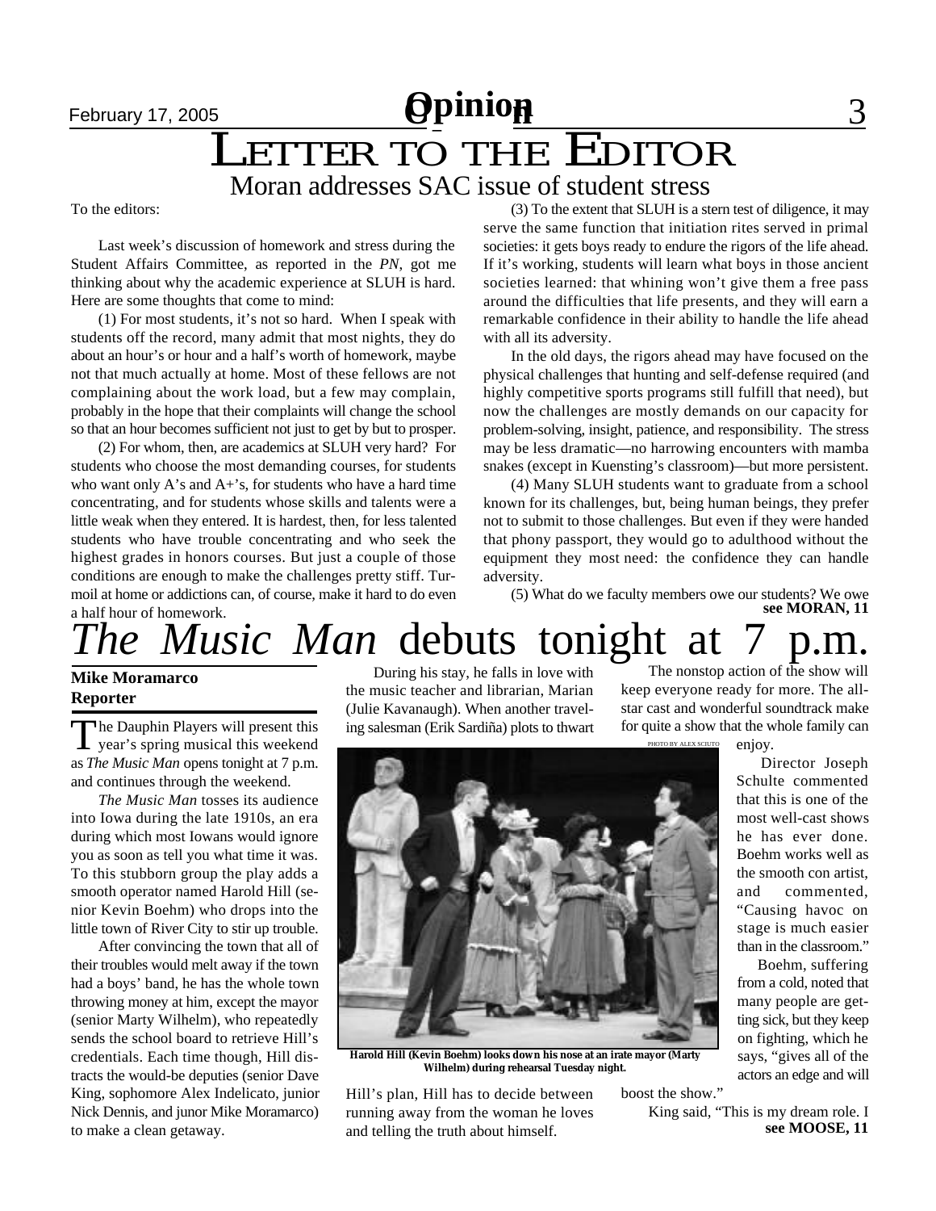# LETTER TO THE EDITOR

## Moran addresses SAC issue of student stress

To the editors:

Last week's discussion of homework and stress during the Student Affairs Committee, as reported in the *PN*, got me thinking about why the academic experience at SLUH is hard. Here are some thoughts that come to mind:

(1) For most students, it's not so hard. When I speak with students off the record, many admit that most nights, they do about an hour's or hour and a half's worth of homework, maybe not that much actually at home. Most of these fellows are not complaining about the work load, but a few may complain, probably in the hope that their complaints will change the school so that an hour becomes sufficient not just to get by but to prosper.

(2) For whom, then, are academics at SLUH very hard? For students who choose the most demanding courses, for students who want only A's and A+'s, for students who have a hard time concentrating, and for students whose skills and talents were a little weak when they entered. It is hardest, then, for less talented students who have trouble concentrating and who seek the highest grades in honors courses. But just a couple of those conditions are enough to make the challenges pretty stiff. Turmoil at home or addictions can, of course, make it hard to do even a half hour of homework.

(3) To the extent that SLUH is a stern test of diligence, it may serve the same function that initiation rites served in primal societies: it gets boys ready to endure the rigors of the life ahead. If it's working, students will learn what boys in those ancient societies learned: that whining won't give them a free pass around the difficulties that life presents, and they will earn a remarkable confidence in their ability to handle the life ahead with all its adversity.

In the old days, the rigors ahead may have focused on the physical challenges that hunting and self-defense required (and highly competitive sports programs still fulfill that need), but now the challenges are mostly demands on our capacity for problem-solving, insight, patience, and responsibility. The stress may be less dramatic—no harrowing encounters with mamba snakes (except in Kuensting's classroom)—but more persistent.

(4) Many SLUH students want to graduate from a school known for its challenges, but, being human beings, they prefer not to submit to those challenges. But even if they were handed that phony passport, they would go to adulthood without the equipment they most need: the confidence they can handle adversity.

(5) What do we faculty members owe our students? We owe

**see MORAN, 11**

# *The Music Man* debuts tonight at 7 p.m.

**Mike Moramarco**
**Reporter**

The Dauphin Players will present this year's spring musical this weekend as *The Music Man* opens tonight at 7 p.m. and continues through the weekend.

*The Music Man* tosses its audience into Iowa during the late 1910s, an era during which most Iowans would ignore you as soon as tell you what time it was. To this stubborn group the play adds a smooth operator named Harold Hill (senior Kevin Boehm) who drops into the little town of River City to stir up trouble.

After convincing the town that all of their troubles would melt away if the town had a boys' band, he has the whole town throwing money at him, except the mayor (senior Marty Wilhelm), who repeatedly sends the school board to retrieve Hill's credentials. Each time though, Hill distracts the would-be deputies (senior Dave King, sophomore Alex Indelicato, junior Nick Dennis, and junior Mike Moramarco) to make a clean getaway.

During his stay, he falls in love with the music teacher and librarian, Marian (Julie Kavanaugh). When another traveling salesman (Erik Sardiña) plots to thwart Hill's plan, Hill has to decide between running away from the woman he loves and telling the truth about himself.

PHOTO BY ALEX SCIUTO

**Harold Hill (Kevin Boehm) looks down his nose at an irate mayor (Marty Wilhelm) during rehearsal Tuesday night.**

The nonstop action of the show will keep everyone ready for more. The all-star cast and wonderful soundtrack make for quite a show that the whole family can enjoy.

Director Joseph Schulte commented that this is one of the most well-cast shows he has ever done. Boehm works well as the smooth con artist, and commented, "Causing havoc on stage is much easier than in the classroom."

Boehm, suffering from a cold, noted that many people are getting sick, but they keep on fighting, which he says, "gives all of the actors an edge and will boost the show."

King said, "This is my dream role. I

**see MOOSE, 11**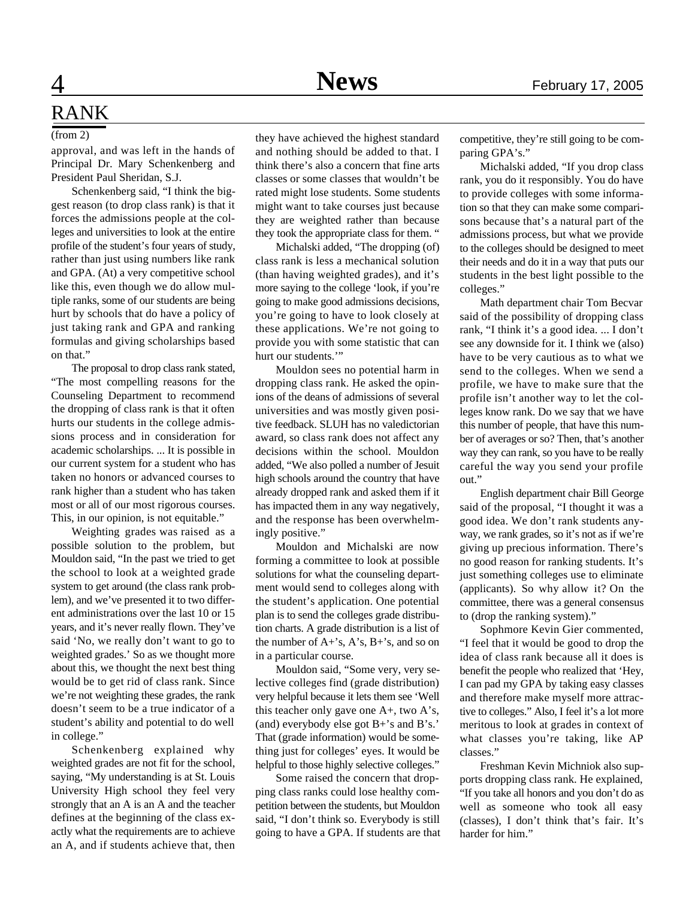# RANK

(from 2)

approval, and was left in the hands of Principal Dr. Mary Schenkenberg and President Paul Sheridan, S.J.

Schenkenberg said, "I think the biggest reason (to drop class rank) is that it forces the admissions people at the colleges and universities to look at the entire profile of the student's four years of study, rather than just using numbers like rank and GPA. (At) a very competitive school like this, even though we do allow multiple ranks, some of our students are being hurt by schools that do have a policy of just taking rank and GPA and ranking formulas and giving scholarships based on that."

The proposal to drop class rank stated, "The most compelling reasons for the Counseling Department to recommend the dropping of class rank is that it often hurts our students in the college admissions process and in consideration for academic scholarships. ... It is possible in our current system for a student who has taken no honors or advanced courses to rank higher than a student who has taken most or all of our most rigorous courses. This, in our opinion, is not equitable."

Weighting grades was raised as a possible solution to the problem, but Mouldon said, "In the past we tried to get the school to look at a weighted grade system to get around (the class rank problem), and we've presented it to two different administrations over the last 10 or 15 years, and it's never really flown. They've said 'No, we really don't want to go to weighted grades.' So as we thought more about this, we thought the next best thing would be to get rid of class rank. Since we're not weighting these grades, the rank doesn't seem to be a true indicator of a student's ability and potential to do well in college."

Schenkenberg explained why weighted grades are not fit for the school, saying, "My understanding is at St. Louis University High school they feel very strongly that an A is an A and the teacher defines at the beginning of the class exactly what the requirements are to achieve an A, and if students achieve that, then they have achieved the highest standard and nothing should be added to that. I think there's also a concern that fine arts classes or some classes that wouldn't be rated might lose students. Some students might want to take courses just because they are weighted rather than because they took the appropriate class for them. "

Michalski added, "The dropping (of) class rank is less a mechanical solution (than having weighted grades), and it's more saying to the college 'look, if you're going to make good admissions decisions, you're going to have to look closely at these applications. We're not going to provide you with some statistic that can hurt our students.'"

Mouldon sees no potential harm in dropping class rank. He asked the opinions of the deans of admissions of several universities and was mostly given positive feedback. SLUH has no valedictorian award, so class rank does not affect any decisions within the school. Mouldon added, "We also polled a number of Jesuit high schools around the country that have already dropped rank and asked them if it has impacted them in any way negatively, and the response has been overwhelmingly positive."

Mouldon and Michalski are now forming a committee to look at possible solutions for what the counseling department would send to colleges along with the student's application. One potential plan is to send the colleges grade distribution charts. A grade distribution is a list of the number of A+'s, A's, B+'s, and so on in a particular course.

Mouldon said, "Some very, very selective colleges find (grade distribution) very helpful because it lets them see 'Well this teacher only gave one A+, two A's, (and) everybody else got B+'s and B's.' That (grade information) would be something just for colleges' eyes. It would be helpful to those highly selective colleges."

Some raised the concern that dropping class ranks could lose healthy competition between the students, but Mouldon said, "I don't think so. Everybody is still going to have a GPA. If students are that competitive, they're still going to be comparing GPA's."

Michalski added, "If you drop class rank, you do it responsibly. You do have to provide colleges with some information so that they can make some comparisons because that's a natural part of the admissions process, but what we provide to the colleges should be designed to meet their needs and do it in a way that puts our students in the best light possible to the colleges."

Math department chair Tom Becvar said of the possibility of dropping class rank, "I think it's a good idea. ... I don't see any downside for it. I think we (also) have to be very cautious as to what we send to the colleges. When we send a profile, we have to make sure that the profile isn't another way to let the colleges know rank. Do we say that we have this number of people, that have this number of averages or so? Then, that's another way they can rank, so you have to be really careful the way you send your profile out."

English department chair Bill George said of the proposal, "I thought it was a good idea. We don't rank students anyway, we rank grades, so it's not as if we're giving up precious information. There's no good reason for ranking students. It's just something colleges use to eliminate (applicants). So why allow it? On the committee, there was a general consensus to (drop the ranking system)."

Sophmore Kevin Gier commented, "I feel that it would be good to drop the idea of class rank because all it does is benefit the people who realized that 'Hey, I can pad my GPA by taking easy classes and therefore make myself more attractive to colleges." Also, I feel it's a lot more meritous to look at grades in context of what classes you're taking, like AP classes."

Freshman Kevin Michniok also supports dropping class rank. He explained, "If you take all honors and you don't do as well as someone who took all easy (classes), I don't think that's fair. It's harder for him."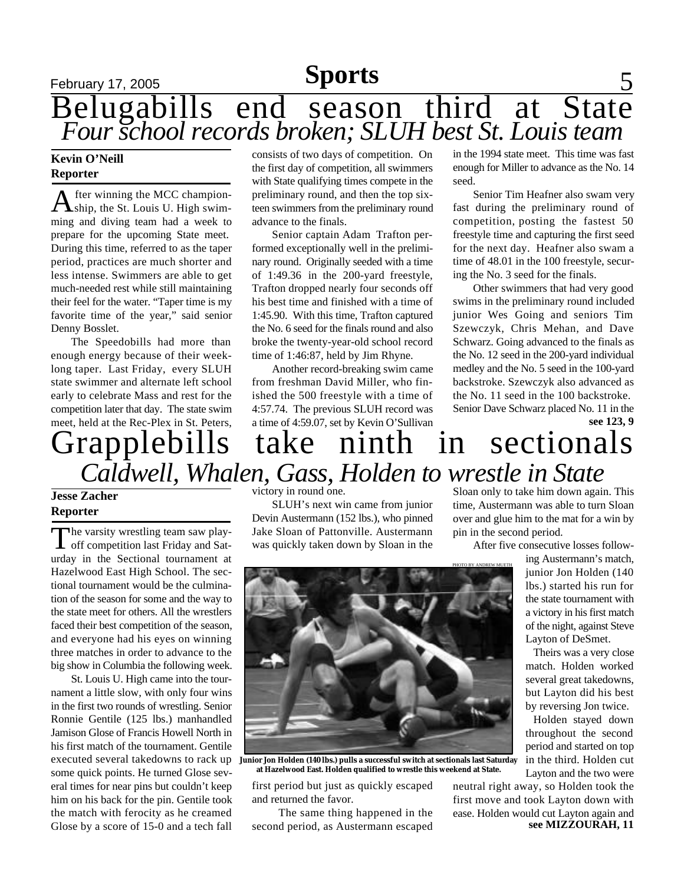# Belugabills end season third at State

## *Four school records broken; SLUH best St. Louis team*

**Kevin O'Neill**
**Reporter**

After winning the MCC championship, the St. Louis U. High swimming and diving team had a week to prepare for the upcoming State meet. During this time, referred to as the taper period, practices are much shorter and less intense. Swimmers are able to get much-needed rest while still maintaining their feel for the water. "Taper time is my favorite time of the year," said senior Denny Bosslet.

The Speedobills had more than enough energy because of their week-long taper. Last Friday, every SLUH state swimmer and alternate left school early to celebrate Mass and rest for the competition later that day. The state swim meet, held at the Rec-Plex in St. Peters, consists of two days of competition. On the first day of competition, all swimmers with State qualifying times compete in the preliminary round, and then the top sixteen swimmers from the preliminary round advance to the finals.

Senior captain Adam Trafton performed exceptionally well in the preliminary round. Originally seeded with a time of 1:49.36 in the 200-yard freestyle, Trafton dropped nearly four seconds off his best time and finished with a time of 1:45.90. With this time, Trafton captured the No. 6 seed for the finals round and also broke the twenty-year-old school record time of 1:46:87, held by Jim Rhyne.

Another record-breaking swim came from freshman David Miller, who finished the 500 freestyle with a time of 4:57.74. The previous SLUH record was a time of 4:59.07, set by Kevin O'Sullivan in the 1994 state meet. This time was fast enough for Miller to advance as the No. 14 seed.

Senior Tim Heafner also swam very fast during the preliminary round of competition, posting the fastest 50 freestyle time and capturing the first seed for the next day. Heafner also swam a time of 48.01 in the 100 freestyle, securing the No. 3 seed for the finals.

Other swimmers that had very good swims in the preliminary round included junior Wes Going and seniors Tim Szewczyk, Chris Mehan, and Dave Schwarz. Going advanced to the finals as the No. 12 seed in the 200-yard individual medley and the No. 5 seed in the 100-yard backstroke. Szewczyk also advanced as the No. 11 seed in the 100 backstroke. Senior Dave Schwarz placed No. 11 in the

**see 123, 9**

# Grapplebills take ninth in sectionals

## *Caldwell, Whalen, Gass, Holden to wrestle in State*

**Jesse Zacher**
**Reporter**

The varsity wrestling team saw play-off competition last Friday and Saturday in the Sectional tournament at Hazelwood East High School. The sectional tournament would be the culmination of the season for some and the way to the state meet for others. All the wrestlers faced their best competition of the season, and everyone had his eyes on winning three matches in order to advance to the big show in Columbia the following week.

St. Louis U. High came into the tournament a little slow, with only four wins in the first two rounds of wrestling. Senior Ronnie Gentile (125 lbs.) manhandled Jamison Glose of Francis Howell North in his first match of the tournament. Gentile executed several takedowns to rack up some quick points. He turned Glose several times for near pins but couldn't keep him on his back for the pin. Gentile took the match with ferocity as he creamed Glose by a score of 15-0 and a tech fall victory in round one.

SLUH's next win came from junior Devin Austermann (152 lbs.), who pinned Jake Sloan of Pattonville. Austermann was quickly taken down by Sloan in the first period but just as quickly escaped and returned the favor.

The same thing happened in the second period, as Austermann escaped Sloan only to take him down again. This time, Austermann was able to turn Sloan over and glue him to the mat for a win by pin in the second period.

PHOTO BY ANDREW MUETH

**Junior Jon Holden (140 lbs.) pulls a successful switch at sectionals last Saturday at Hazelwood East. Holden qualified to wrestle this weekend at State.**

After five consecutive losses following Austermann's match, junior Jon Holden (140 lbs.) started his run for the state tournament with a victory in his first match of the night, against Steve Layton of DeSmet.

Theirs was a very close match. Holden worked several great takedowns, but Layton did his best by reversing Jon twice.

Holden stayed down throughout the second period and started on top in the third. Holden cut Layton and the two were neutral right away, so Holden took the first move and took Layton down with ease. Holden would cut Layton again and

**see MIZZOURAH, 11**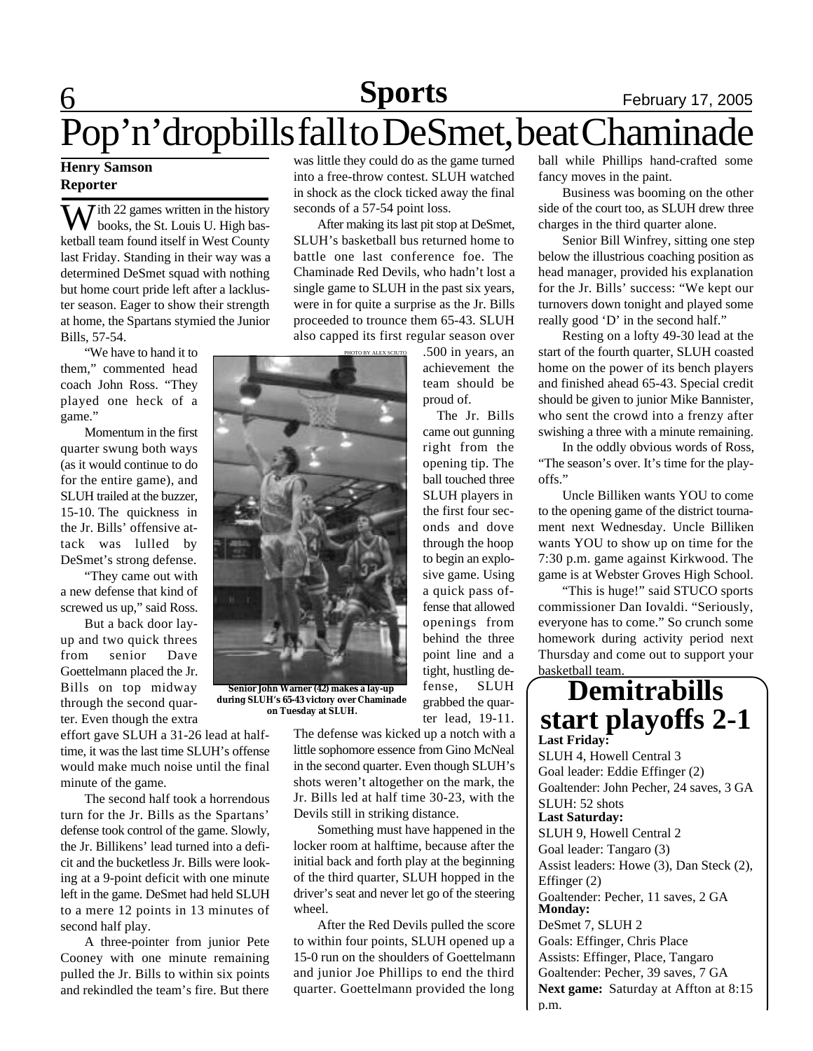# Pop'n'dropbills fall to DeSmet, beat Chaminade

**Henry Samson**
**Reporter**

With 22 games written in the history books, the St. Louis U. High basketball team found itself in West County last Friday. Standing in their way was a determined DeSmet squad with nothing but home court pride left after a lackluster season. Eager to show their strength at home, the Spartans stymied the Junior Bills, 57-54.

"We have to hand it to them," commented head coach John Ross. "They played one heck of a game."

Momentum in the first quarter swung both ways (as it would continue to do for the entire game), and SLUH trailed at the buzzer, 15-10. The quickness in the Jr. Bills' offensive attack was lulled by DeSmet's strong defense.

"They came out with a new defense that kind of screwed us up," said Ross.

But a back door layup and two quick threes from senior Dave Goettelmann placed the Jr. Bills on top midway through the second quarter. Even though the extra effort gave SLUH a 31-26 lead at halftime, it was the last time SLUH's offense would make much noise until the final minute of the game.

The second half took a horrendous turn for the Jr. Bills as the Spartans' defense took control of the game. Slowly, the Jr. Billikens' lead turned into a deficit and the bucketless Jr. Bills were looking at a 9-point deficit with one minute left in the game. DeSmet had held SLUH to a mere 12 points in 13 minutes of second half play.

A three-pointer from junior Pete Cooney with one minute remaining pulled the Jr. Bills to within six points and rekindled the team's fire. But there was little they could do as the game turned into a free-throw contest. SLUH watched in shock as the clock ticked away the final seconds of a 57-54 point loss.

After making its last pit stop at DeSmet, SLUH's basketball bus returned home to battle one last conference foe. The Chaminade Red Devils, who hadn't lost a single game to SLUH in the past six years, were in for quite a surprise as the Jr. Bills proceeded to trounce them 65-43. SLUH also capped its first regular season over .500 in years, an achievement the team should be proud of.

PHOTO BY ALEX SCIUTO

**Senior John Warner (42) makes a lay-up during SLUH's 65-43 victory over Chaminade on Tuesday at SLUH.**

The Jr. Bills came out gunning right from the opening tip. The ball touched three SLUH players in the first four seconds and dove through the hoop to begin an explosive game. Using a quick pass offense that allowed openings from behind the three point line and a tight, hustling defense, SLUH grabbed the quarter lead, 19-11. The defense was kicked up a notch with a little sophomore essence from Gino McNeal in the second quarter. Even though SLUH's shots weren't altogether on the mark, the Jr. Bills led at half time 30-23, with the Devils still in striking distance.

Something must have happened in the locker room at halftime, because after the initial back and forth play at the beginning of the third quarter, SLUH hopped in the driver's seat and never let go of the steering wheel.

After the Red Devils pulled the score to within four points, SLUH opened up a 15-0 run on the shoulders of Goettelmann and junior Joe Phillips to end the third quarter. Goettelmann provided the long ball while Phillips hand-crafted some fancy moves in the paint.

Business was booming on the other side of the court too, as SLUH drew three charges in the third quarter alone.

Senior Bill Winfrey, sitting one step below the illustrious coaching position as head manager, provided his explanation for the Jr. Bills' success: "We kept our turnovers down tonight and played some really good 'D' in the second half."

Resting on a lofty 49-30 lead at the start of the fourth quarter, SLUH coasted home on the power of its bench players and finished ahead 65-43. Special credit should be given to junior Mike Bannister, who sent the crowd into a frenzy after swishing a three with a minute remaining.

In the oddly obvious words of Ross, "The season's over. It's time for the playoffs."

Uncle Billiken wants YOU to come to the opening game of the district tournament next Wednesday. Uncle Billiken wants YOU to show up on time for the 7:30 p.m. game against Kirkwood. The game is at Webster Groves High School.

"This is huge!" said STUCO sports commissioner Dan Iovaldi. "Seriously, everyone has to come." So crunch some homework during activity period next Thursday and come out to support your basketball team.

## Demitrabills start playoffs 2-1

**Last Friday:**
SLUH 4, Howell Central 3
Goal leader: Eddie Effinger (2)
Goaltender: John Pecher, 24 saves, 3 GA
SLUH: 52 shots

**Last Saturday:**
SLUH 9, Howell Central 2
Goal leader: Tangaro (3)
Assist leaders: Howe (3), Dan Steck (2), Effinger (2)
Goaltender: Pecher, 11 saves, 2 GA

**Monday:**
DeSmet 7, SLUH 2
Goals: Effinger, Chris Place
Assists: Effinger, Place, Tangaro
Goaltender: Pecher, 39 saves, 7 GA

**Next game:** Saturday at Affton at 8:15 p.m.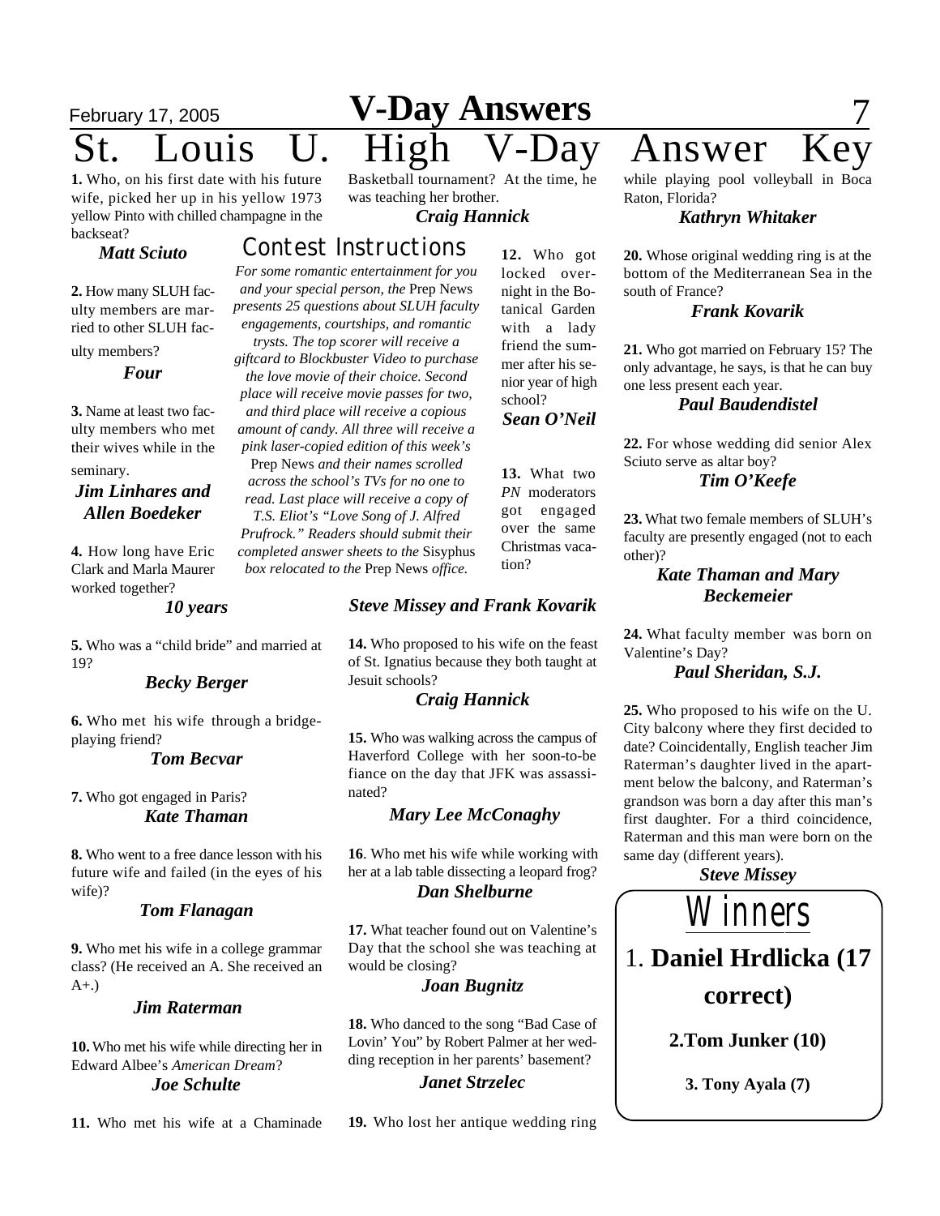# St. Louis U. High V-Day Answer Key

## Contest Instructions

*For some romantic entertainment for you and your special person, the* Prep News *presents 25 questions about SLUH faculty engagements, courtships, and romantic trysts. The top scorer will receive a giftcard to Blockbuster Video to purchase the love movie of their choice. Second place will receive movie passes for two, and third place will receive a copious amount of candy. All three will receive a pink laser-copied edition of this week's* Prep News *and their names scrolled across the school's TVs for no one to read. Last place will receive a copy of T.S. Eliot's "Love Song of J. Alfred Prufrock." Readers should submit their completed answer sheets to the* Sisyphus *box relocated to the* Prep News *office.*

**1.** Who, on his first date with his future wife, picked her up in his yellow 1973 yellow Pinto with chilled champagne in the backseat?

***Matt Sciuto***

**2.** How many SLUH faculty members are married to other SLUH faculty members?

***Four***

**3.** Name at least two faculty members who met their wives while in the seminary.

***Jim Linhares and Allen Boedeker***

**4.** How long have Eric Clark and Marla Maurer worked together?

***10 years***

**5.** Who was a "child bride" and married at 19?

***Becky Berger***

**6.** Who met his wife through a bridge-playing friend?

***Tom Becvar***

**7.** Who got engaged in Paris?

***Kate Thaman***

**8.** Who went to a free dance lesson with his future wife and failed (in the eyes of his wife)?

***Tom Flanagan***

**9.** Who met his wife in a college grammar class? (He received an A. She received an A+.)

***Jim Raterman***

**10.** Who met his wife while directing her in Edward Albee's *American Dream*?

***Joe Schulte***

**11.** Who met his wife at a Chaminade Basketball tournament? At the time, he was teaching her brother.

***Craig Hannick***

**12.** Who got locked overnight in the Botanical Garden with a lady friend the summer after his senior year of high school?

***Sean O'Neil***

**13.** What two *PN* moderators got engaged over the same Christmas vacation?

***Steve Missey and Frank Kovarik***

**14.** Who proposed to his wife on the feast of St. Ignatius because they both taught at Jesuit schools?

***Craig Hannick***

**15.** Who was walking across the campus of Haverford College with her soon-to-be fiance on the day that JFK was assassinated?

***Mary Lee McConaghy***

**16**. Who met his wife while working with her at a lab table dissecting a leopard frog?

***Dan Shelburne***

**17.** What teacher found out on Valentine's Day that the school she was teaching at would be closing?

***Joan Bugnitz***

**18.** Who danced to the song "Bad Case of Lovin' You" by Robert Palmer at her wedding reception in her parents' basement?

***Janet Strzelec***

**19.** Who lost her antique wedding ring while playing pool volleyball in Boca Raton, Florida?

***Kathryn Whitaker***

**20.** Whose original wedding ring is at the bottom of the Mediterranean Sea in the south of France?

***Frank Kovarik***

**21.** Who got married on February 15? The only advantage, he says, is that he can buy one less present each year.

***Paul Baudendistel***

**22.** For whose wedding did senior Alex Sciuto serve as altar boy?

***Tim O'Keefe***

**23.** What two female members of SLUH's faculty are presently engaged (not to each other)?

***Kate Thaman and Mary Beckemeier***

**24.** What faculty member was born on Valentine's Day?

***Paul Sheridan, S.J.***

**25.** Who proposed to his wife on the U. City balcony where they first decided to date? Coincidentally, English teacher Jim Raterman's daughter lived in the apartment below the balcony, and Raterman's grandson was born a day after this man's first daughter. For a third coincidence, Raterman and this man were born on the same day (different years).

***Steve Missey***

## Winners

1. **Daniel Hrdlicka (17 correct)**

**2. Tom Junker (10)**

**3. Tony Ayala (7)**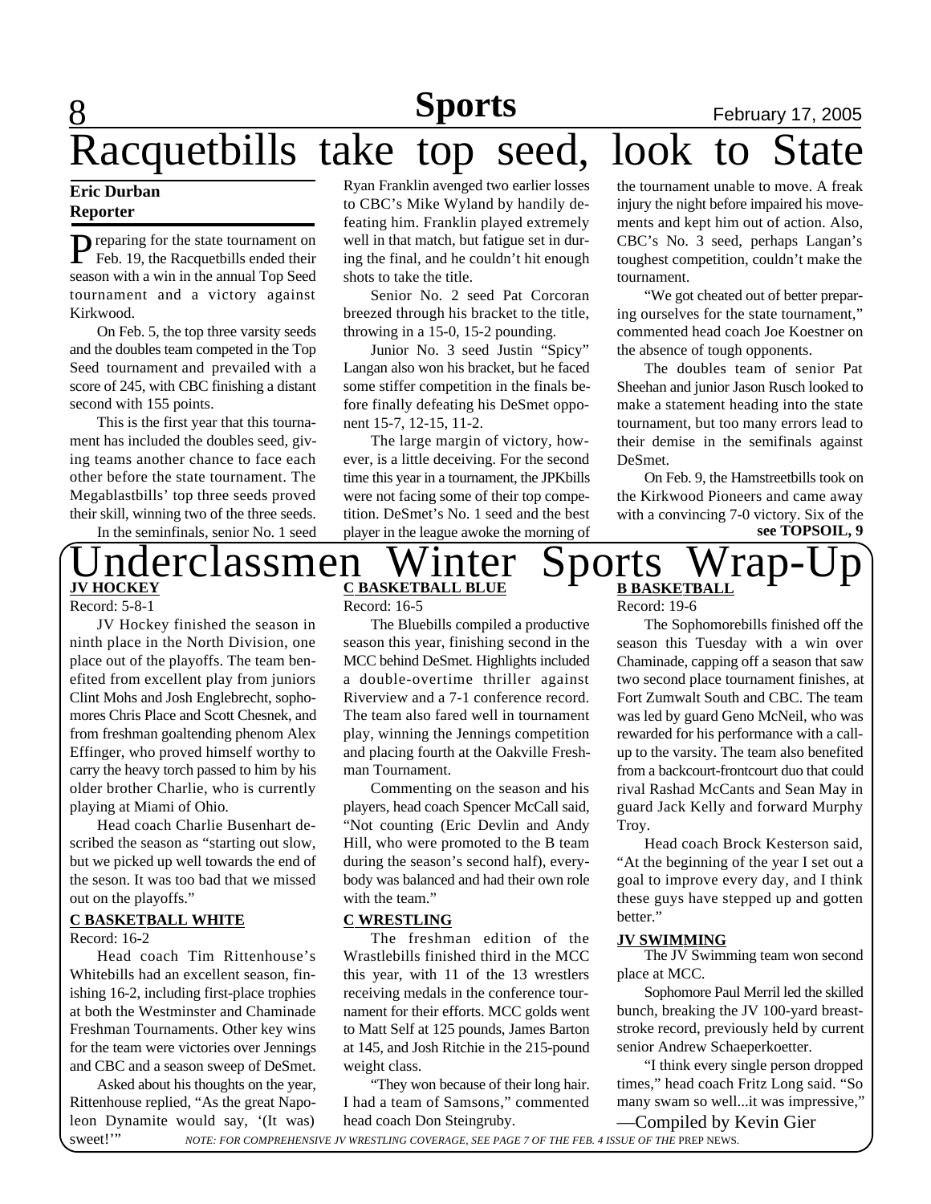# Racquetbills take top seed, look to State

**Eric Durban**
**Reporter**

Preparing for the state tournament on Feb. 19, the Racquetbills ended their season with a win in the annual Top Seed tournament and a victory against Kirkwood.

On Feb. 5, the top three varsity seeds and the doubles team competed in the Top Seed tournament and prevailed with a score of 245, with CBC finishing a distant second with 155 points.

This is the first year that this tournament has included the doubles seed, giving teams another chance to face each other before the state tournament. The Megablastbills' top three seeds proved their skill, winning two of the three seeds.

In the seminfinals, senior No. 1 seed Ryan Franklin avenged two earlier losses to CBC's Mike Wyland by handily defeating him. Franklin played extremely well in that match, but fatigue set in during the final, and he couldn't hit enough shots to take the title.

Senior No. 2 seed Pat Corcoran breezed through his bracket to the title, throwing in a 15-0, 15-2 pounding.

Junior No. 3 seed Justin "Spicy" Langan also won his bracket, but he faced some stiffer competition in the finals before finally defeating his DeSmet opponent 15-7, 12-15, 11-2.

The large margin of victory, however, is a little deceiving. For the second time this year in a tournament, the JPKbills were not facing some of their top competition. DeSmet's No. 1 seed and the best player in the league awoke the morning of the tournament unable to move. A freak injury the night before impaired his movements and kept him out of action. Also, CBC's No. 3 seed, perhaps Langan's toughest competition, couldn't make the tournament.

"We got cheated out of better preparing ourselves for the state tournament," commented head coach Joe Koestner on the absence of tough opponents.

The doubles team of senior Pat Sheehan and junior Jason Rusch looked to make a statement heading into the state tournament, but too many errors lead to their demise in the semifinals against DeSmet.

On Feb. 9, the Hamstreetbills took on the Kirkwood Pioneers and came away with a convincing 7-0 victory. Six of the

**see TOPSOIL, 9**

# Underclassmen Winter Sports Wrap-Up

**JV HOCKEY**

Record: 5-8-1

JV Hockey finished the season in ninth place in the North Division, one place out of the playoffs. The team benefited from excellent play from juniors Clint Mohs and Josh Englebrecht, sophomores Chris Place and Scott Chesnek, and from freshman goaltending phenom Alex Effinger, who proved himself worthy to carry the heavy torch passed to him by his older brother Charlie, who is currently playing at Miami of Ohio.

Head coach Charlie Busenhart described the season as "starting out slow, but we picked up well towards the end of the seson. It was too bad that we missed out on the playoffs."

**C BASKETBALL WHITE**

Record: 16-2

Head coach Tim Rittenhouse's Whitebills had an excellent season, finishing 16-2, including first-place trophies at both the Westminster and Chaminade Freshman Tournaments. Other key wins for the team were victories over Jennings and CBC and a season sweep of DeSmet.

Asked about his thoughts on the year, Rittenhouse replied, "As the great Napoleon Dynamite would say, '(It was) sweet!'"

**C BASKETBALL BLUE**

Record: 16-5

The Bluebills compiled a productive season this year, finishing second in the MCC behind DeSmet. Highlights included a double-overtime thriller against Riverview and a 7-1 conference record. The team also fared well in tournament play, winning the Jennings competition and placing fourth at the Oakville Freshman Tournament.

Commenting on the season and his players, head coach Spencer McCall said, "Not counting (Eric Devlin and Andy Hill, who were promoted to the B team during the season's second half), everybody was balanced and had their own role with the team."

**C WRESTLING**

The freshman edition of the Wrastlebills finished third in the MCC this year, with 11 of the 13 wrestlers receiving medals in the conference tournament for their efforts. MCC golds went to Matt Self at 125 pounds, James Barton at 145, and Josh Ritchie in the 215-pound weight class.

"They won because of their long hair. I had a team of Samsons," commented head coach Don Steingruby.

**B BASKETBALL**

Record: 19-6

The Sophomorebills finished off the season this Tuesday with a win over Chaminade, capping off a season that saw two second place tournament finishes, at Fort Zumwalt South and CBC. The team was led by guard Geno McNeil, who was rewarded for his performance with a call-up to the varsity. The team also benefited from a backcourt-frontcourt duo that could rival Rashad McCants and Sean May in guard Jack Kelly and forward Murphy Troy.

Head coach Brock Kesterson said, "At the beginning of the year I set out a goal to improve every day, and I think these guys have stepped up and gotten better."

**JV SWIMMING**

The JV Swimming team won second place at MCC.

Sophomore Paul Merril led the skilled bunch, breaking the JV 100-yard breaststroke record, previously held by current senior Andrew Schaeperkoetter.

"I think every single person dropped times," head coach Fritz Long said. "So many swam so well...it was impressive,"

—Compiled by Kevin Gier

*NOTE: FOR COMPREHENSIVE JV WRESTLING COVERAGE, SEE PAGE 7 OF THE FEB. 4 ISSUE OF THE* PREP NEWS.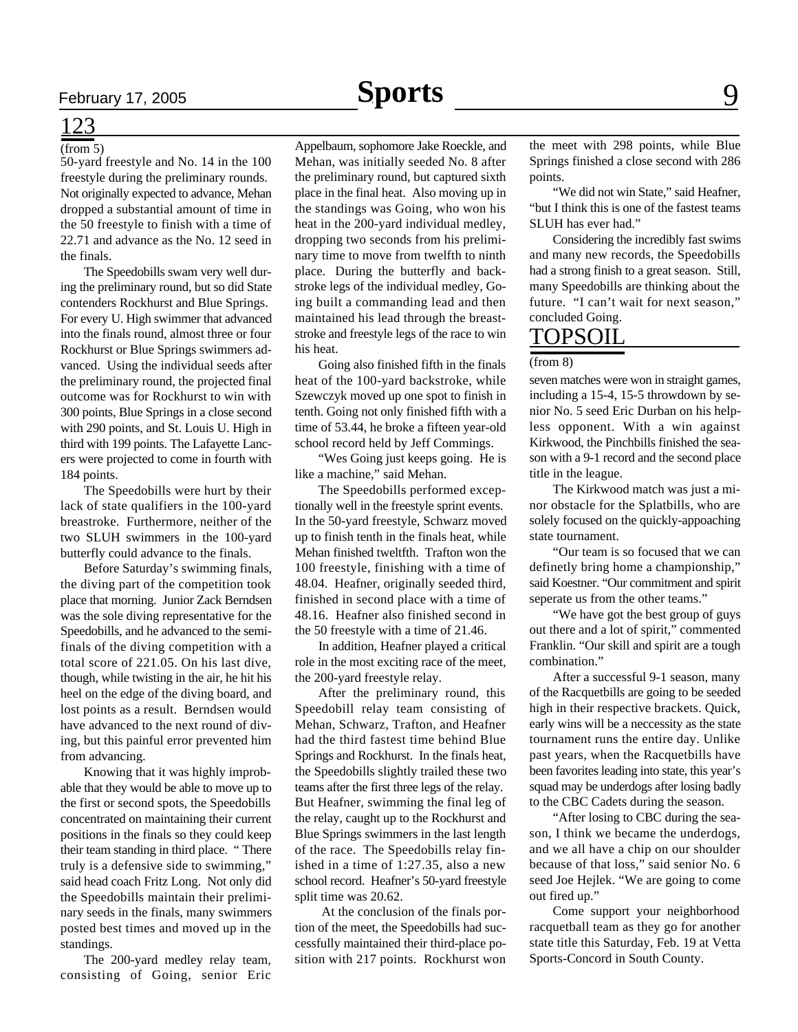## 123

(from 5)

50-yard freestyle and No. 14 in the 100 freestyle during the preliminary rounds. Not originally expected to advance, Mehan dropped a substantial amount of time in the 50 freestyle to finish with a time of 22.71 and advance as the No. 12 seed in the finals.

The Speedobills swam very well during the preliminary round, but so did State contenders Rockhurst and Blue Springs. For every U. High swimmer that advanced into the finals round, almost three or four Rockhurst or Blue Springs swimmers advanced. Using the individual seeds after the preliminary round, the projected final outcome was for Rockhurst to win with 300 points, Blue Springs in a close second with 290 points, and St. Louis U. High in third with 199 points. The Lafayette Lancers were projected to come in fourth with 184 points.

The Speedobills were hurt by their lack of state qualifiers in the 100-yard breastroke. Furthermore, neither of the two SLUH swimmers in the 100-yard butterfly could advance to the finals.

Before Saturday's swimming finals, the diving part of the competition took place that morning. Junior Zack Berndsen was the sole diving representative for the Speedobills, and he advanced to the semi-finals of the diving competition with a total score of 221.05. On his last dive, though, while twisting in the air, he hit his heel on the edge of the diving board, and lost points as a result. Berndsen would have advanced to the next round of diving, but this painful error prevented him from advancing.

Knowing that it was highly improbable that they would be able to move up to the first or second spots, the Speedobills concentrated on maintaining their current positions in the finals so they could keep their team standing in third place. " There truly is a defensive side to swimming," said head coach Fritz Long. Not only did the Speedobills maintain their preliminary seeds in the finals, many swimmers posted best times and moved up in the standings.

The 200-yard medley relay team, consisting of Going, senior Eric Appelbaum, sophomore Jake Roeckle, and Mehan, was initially seeded No. 8 after the preliminary round, but captured sixth place in the final heat. Also moving up in the standings was Going, who won his heat in the 200-yard individual medley, dropping two seconds from his preliminary time to move from twelfth to ninth place. During the butterfly and backstroke legs of the individual medley, Going built a commanding lead and then maintained his lead through the breaststroke and freestyle legs of the race to win his heat.

Going also finished fifth in the finals heat of the 100-yard backstroke, while Szewczyk moved up one spot to finish in tenth. Going not only finished fifth with a time of 53.44, he broke a fifteen year-old school record held by Jeff Commings.

"Wes Going just keeps going. He is like a machine," said Mehan.

The Speedobills performed exceptionally well in the freestyle sprint events. In the 50-yard freestyle, Schwarz moved up to finish tenth in the finals heat, while Mehan finished tweltfth. Trafton won the 100 freestyle, finishing with a time of 48.04. Heafner, originally seeded third, finished in second place with a time of 48.16. Heafner also finished second in the 50 freestyle with a time of 21.46.

In addition, Heafner played a critical role in the most exciting race of the meet, the 200-yard freestyle relay.

After the preliminary round, this Speedobill relay team consisting of Mehan, Schwarz, Trafton, and Heafner had the third fastest time behind Blue Springs and Rockhurst. In the finals heat, the Speedobills slightly trailed these two teams after the first three legs of the relay. But Heafner, swimming the final leg of the relay, caught up to the Rockhurst and Blue Springs swimmers in the last length of the race. The Speedobills relay finished in a time of 1:27.35, also a new school record. Heafner's 50-yard freestyle split time was 20.62.

At the conclusion of the finals portion of the meet, the Speedobills had successfully maintained their third-place position with 217 points. Rockhurst won the meet with 298 points, while Blue Springs finished a close second with 286 points.

"We did not win State," said Heafner, "but I think this is one of the fastest teams SLUH has ever had."

Considering the incredibly fast swims and many new records, the Speedobills had a strong finish to a great season. Still, many Speedobills are thinking about the future. "I can't wait for next season," concluded Going.

## TOPSOIL

(from 8)

seven matches were won in straight games, including a 15-4, 15-5 throwdown by senior No. 5 seed Eric Durban on his helpless opponent. With a win against Kirkwood, the Pinchbills finished the season with a 9-1 record and the second place title in the league.

The Kirkwood match was just a minor obstacle for the Splatbills, who are solely focused on the quickly-appoaching state tournament.

"Our team is so focused that we can definetly bring home a championship," said Koestner. "Our commitment and spirit seperate us from the other teams."

"We have got the best group of guys out there and a lot of spirit," commented Franklin. "Our skill and spirit are a tough combination."

After a successful 9-1 season, many of the Racquetbills are going to be seeded high in their respective brackets. Quick, early wins will be a neccessity as the state tournament runs the entire day. Unlike past years, when the Racquetbills have been favorites leading into state, this year's squad may be underdogs after losing badly to the CBC Cadets during the season.

"After losing to CBC during the season, I think we became the underdogs, and we all have a chip on our shoulder because of that loss," said senior No. 6 seed Joe Hejlek. "We are going to come out fired up."

Come support your neighborhood racquetball team as they go for another state title this Saturday, Feb. 19 at Vetta Sports-Concord in South County.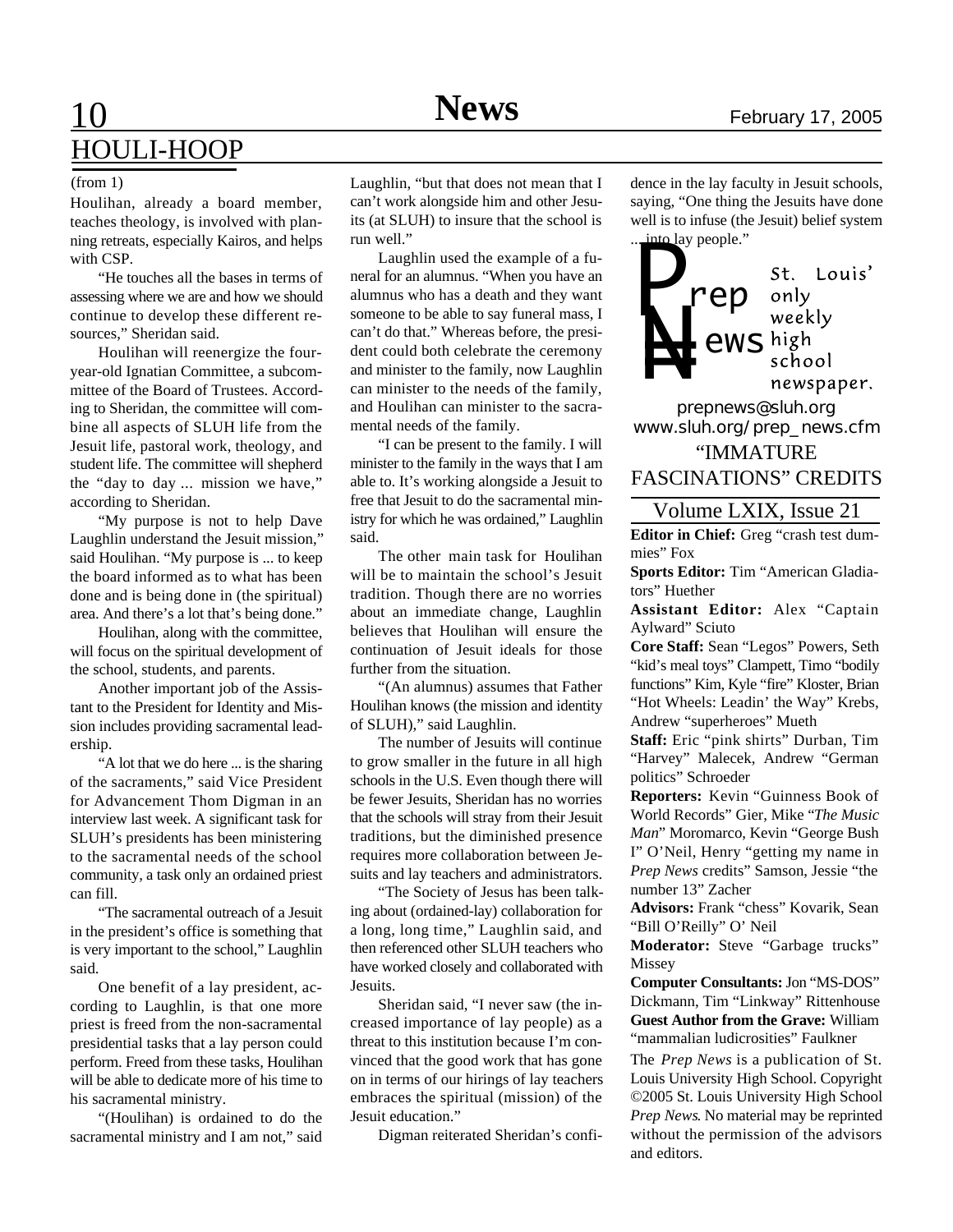## HOULI-HOOP

(from 1)

Houlihan, already a board member, teaches theology, is involved with planning retreats, especially Kairos, and helps with CSP.

"He touches all the bases in terms of assessing where we are and how we should continue to develop these different resources," Sheridan said.

Houlihan will reenergize the four-year-old Ignatian Committee, a subcommittee of the Board of Trustees. According to Sheridan, the committee will combine all aspects of SLUH life from the Jesuit life, pastoral work, theology, and student life. The committee will shepherd the "day to day ... mission we have," according to Sheridan.

"My purpose is not to help Dave Laughlin understand the Jesuit mission," said Houlihan. "My purpose is ... to keep the board informed as to what has been done and is being done in (the spiritual) area. And there's a lot that's being done."

Houlihan, along with the committee, will focus on the spiritual development of the school, students, and parents.

Another important job of the Assistant to the President for Identity and Mission includes providing sacramental leadership.

"A lot that we do here ... is the sharing of the sacraments," said Vice President for Advancement Thom Digman in an interview last week. A significant task for SLUH's presidents has been ministering to the sacramental needs of the school community, a task only an ordained priest can fill.

"The sacramental outreach of a Jesuit in the president's office is something that is very important to the school," Laughlin said.

One benefit of a lay president, according to Laughlin, is that one more priest is freed from the non-sacramental presidential tasks that a lay person could perform. Freed from these tasks, Houlihan will be able to dedicate more of his time to his sacramental ministry.

"(Houlihan) is ordained to do the sacramental ministry and I am not," said Laughlin, "but that does not mean that I can't work alongside him and other Jesuits (at SLUH) to insure that the school is run well."

Laughlin used the example of a funeral for an alumnus. "When you have an alumnus who has a death and they want someone to be able to say funeral mass, I can't do that." Whereas before, the president could both celebrate the ceremony and minister to the family, now Laughlin can minister to the needs of the family, and Houlihan can minister to the sacramental needs of the family.

"I can be present to the family. I will minister to the family in the ways that I am able to. It's working alongside a Jesuit to free that Jesuit to do the sacramental ministry for which he was ordained," Laughlin said.

The other main task for Houlihan will be to maintain the school's Jesuit tradition. Though there are no worries about an immediate change, Laughlin believes that Houlihan will ensure the continuation of Jesuit ideals for those further from the situation.

"(An alumnus) assumes that Father Houlihan knows (the mission and identity of SLUH)," said Laughlin.

The number of Jesuits will continue to grow smaller in the future in all high schools in the U.S. Even though there will be fewer Jesuits, Sheridan has no worries that the schools will stray from their Jesuit traditions, but the diminished presence requires more collaboration between Jesuits and lay teachers and administrators.

"The Society of Jesus has been talking about (ordained-lay) collaboration for a long, long time," Laughlin said, and then referenced other SLUH teachers who have worked closely and collaborated with Jesuits.

Sheridan said, "I never saw (the increased importance of lay people) as a threat to this institution because I'm convinced that the good work that has gone on in terms of our hirings of lay teachers embraces the spiritual (mission) of the Jesuit education."

Digman reiterated Sheridan's confidence in the lay faculty in Jesuit schools, saying, "One thing the Jesuits have done well is to infuse (the Jesuit) belief system ... into lay people."

---

**Prep News** — St. Louis' only weekly high school newspaper.

prepnews@sluh.org
www.sluh.org/prep_news.cfm

### "IMMATURE FASCINATIONS" CREDITS

### Volume LXIX, Issue 21

**Editor in Chief:** Greg "crash test dummies" Fox

**Sports Editor:** Tim "American Gladiators" Huether

**Assistant Editor:** Alex "Captain Aylward" Sciuto

**Core Staff:** Sean "Legos" Powers, Seth "kid's meal toys" Clampett, Timo "bodily functions" Kim, Kyle "fire" Kloster, Brian "Hot Wheels: Leadin' the Way" Krebs, Andrew "superheroes" Mueth

**Staff:** Eric "pink shirts" Durban, Tim "Harvey" Malecek, Andrew "German politics" Schroeder

**Reporters:** Kevin "Guinness Book of World Records" Gier, Mike "*The Music Man*" Moromarco, Kevin "George Bush I" O'Neil, Henry "getting my name in *Prep News* credits" Samson, Jessie "the number 13" Zacher

**Advisors:** Frank "chess" Kovarik, Sean "Bill O'Reilly" O' Neil

**Moderator:** Steve "Garbage trucks" Missey

**Computer Consultants:** Jon "MS-DOS" Dickmann, Tim "Linkway" Rittenhouse

**Guest Author from the Grave:** William "mammalian ludicrosities" Faulkner

The *Prep News* is a publication of St. Louis University High School. Copyright ©2005 St. Louis University High School *Prep News*. No material may be reprinted without the permission of the advisors and editors.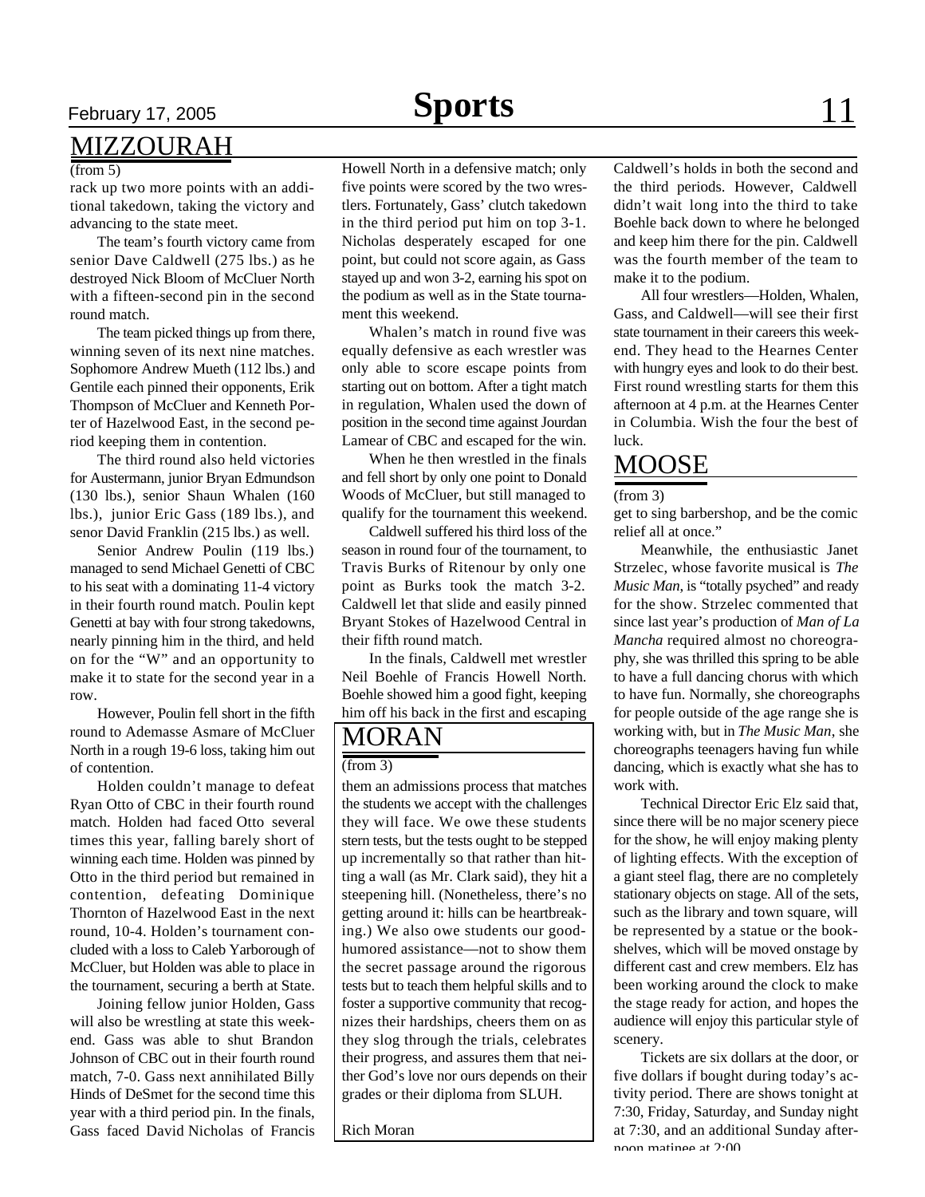## MIZZOURAH

(from 5)

rack up two more points with an additional takedown, taking the victory and advancing to the state meet.

The team's fourth victory came from senior Dave Caldwell (275 lbs.) as he destroyed Nick Bloom of McCluer North with a fifteen-second pin in the second round match.

The team picked things up from there, winning seven of its next nine matches. Sophomore Andrew Mueth (112 lbs.) and Gentile each pinned their opponents, Erik Thompson of McCluer and Kenneth Porter of Hazelwood East, in the second period keeping them in contention.

The third round also held victories for Austermann, junior Bryan Edmundson (130 lbs.), senior Shaun Whalen (160 lbs.), junior Eric Gass (189 lbs.), and senor David Franklin (215 lbs.) as well.

Senior Andrew Poulin (119 lbs.) managed to send Michael Genetti of CBC to his seat with a dominating 11-4 victory in their fourth round match. Poulin kept Genetti at bay with four strong takedowns, nearly pinning him in the third, and held on for the "W" and an opportunity to make it to state for the second year in a row.

However, Poulin fell short in the fifth round to Ademasse Asmare of McCluer North in a rough 19-6 loss, taking him out of contention.

Holden couldn't manage to defeat Ryan Otto of CBC in their fourth round match. Holden had faced Otto several times this year, falling barely short of winning each time. Holden was pinned by Otto in the third period but remained in contention, defeating Dominique Thornton of Hazelwood East in the next round, 10-4. Holden's tournament concluded with a loss to Caleb Yarborough of McCluer, but Holden was able to place in the tournament, securing a berth at State.

Joining fellow junior Holden, Gass will also be wrestling at state this weekend. Gass was able to shut Brandon Johnson of CBC out in their fourth round match, 7-0. Gass next annihilated Billy Hinds of DeSmet for the second time this year with a third period pin. In the finals, Gass faced David Nicholas of Francis Howell North in a defensive match; only five points were scored by the two wrestlers. Fortunately, Gass' clutch takedown in the third period put him on top 3-1. Nicholas desperately escaped for one point, but could not score again, as Gass stayed up and won 3-2, earning his spot on the podium as well as in the State tournament this weekend.

Whalen's match in round five was equally defensive as each wrestler was only able to score escape points from starting out on bottom. After a tight match in regulation, Whalen used the down of position in the second time against Jourdan Lamear of CBC and escaped for the win.

When he then wrestled in the finals and fell short by only one point to Donald Woods of McCluer, but still managed to qualify for the tournament this weekend.

Caldwell suffered his third loss of the season in round four of the tournament, to Travis Burks of Ritenour by only one point as Burks took the match 3-2. Caldwell let that slide and easily pinned Bryant Stokes of Hazelwood Central in their fifth round match.

In the finals, Caldwell met wrestler Neil Boehle of Francis Howell North. Boehle showed him a good fight, keeping him off his back in the first and escaping Caldwell's holds in both the second and the third periods. However, Caldwell didn't wait long into the third to take Boehle back down to where he belonged and keep him there for the pin. Caldwell was the fourth member of the team to make it to the podium.

All four wrestlers—Holden, Whalen, Gass, and Caldwell—will see their first state tournament in their careers this weekend. They head to the Hearnes Center with hungry eyes and look to do their best. First round wrestling starts for them this afternoon at 4 p.m. at the Hearnes Center in Columbia. Wish the four the best of luck.

## MORAN

(from 3)

them an admissions process that matches the students we accept with the challenges they will face. We owe these students stern tests, but the tests ought to be stepped up incrementally so that rather than hitting a wall (as Mr. Clark said), they hit a steepening hill. (Nonetheless, there's no getting around it: hills can be heartbreaking.) We also owe students our good-humored assistance—not to show them the secret passage around the rigorous tests but to teach them helpful skills and to foster a supportive community that recognizes their hardships, cheers them on as they slog through the trials, celebrates their progress, and assures them that neither God's love nor ours depends on their grades or their diploma from SLUH.

Rich Moran

## MOOSE

(from 3)

get to sing barbershop, and be the comic relief all at once."

Meanwhile, the enthusiastic Janet Strzelec, whose favorite musical is *The Music Man*, is "totally psyched" and ready for the show. Strzelec commented that since last year's production of *Man of La Mancha* required almost no choreography, she was thrilled this spring to be able to have a full dancing chorus with which to have fun. Normally, she choreographs for people outside of the age range she is working with, but in *The Music Man*, she choreographs teenagers having fun while dancing, which is exactly what she has to work with.

Technical Director Eric Elz said that, since there will be no major scenery piece for the show, he will enjoy making plenty of lighting effects. With the exception of a giant steel flag, there are no completely stationary objects on stage. All of the sets, such as the library and town square, will be represented by a statue or the bookshelves, which will be moved onstage by different cast and crew members. Elz has been working around the clock to make the stage ready for action, and hopes the audience will enjoy this particular style of scenery.

Tickets are six dollars at the door, or five dollars if bought during today's activity period. There are shows tonight at 7:30, Friday, Saturday, and Sunday night at 7:30, and an additional Sunday afternoon matinee at 2:00.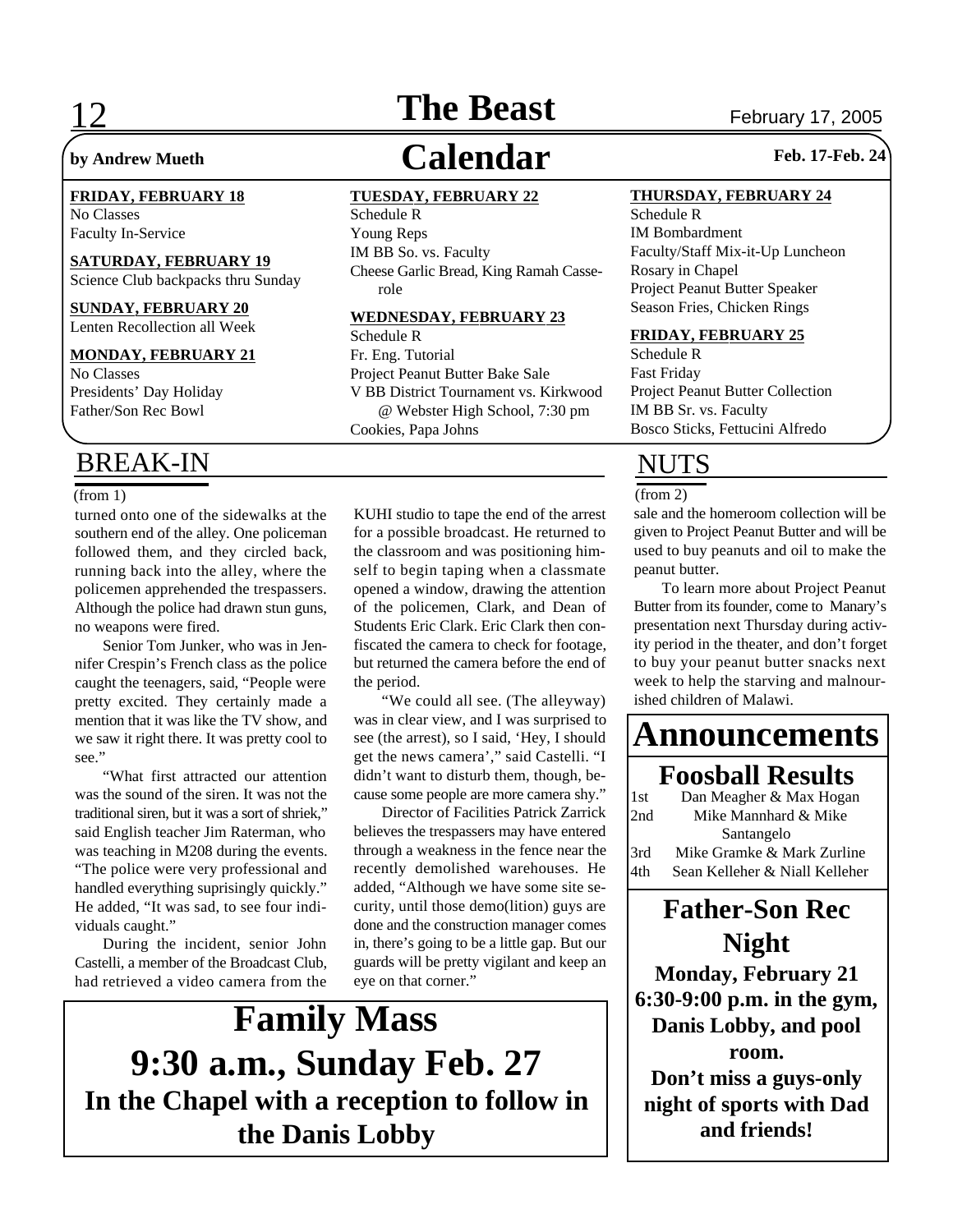# Calendar

by Andrew Mueth

Feb. 17-Feb. 24

**FRIDAY, FEBRUARY 18**
No Classes
Faculty In-Service

**SATURDAY, FEBRUARY 19**
Science Club backpacks thru Sunday

**SUNDAY, FEBRUARY 20**
Lenten Recollection all Week

**MONDAY, FEBRUARY 21**
No Classes
Presidents' Day Holiday
Father/Son Rec Bowl

**TUESDAY, FEBRUARY 22**
Schedule R
Young Reps
IM BB So. vs. Faculty
Cheese Garlic Bread, King Ramah Casserole

**WEDNESDAY, FEBRUARY 23**
Schedule R
Fr. Eng. Tutorial
Project Peanut Butter Bake Sale
V BB District Tournament vs. Kirkwood @ Webster High School, 7:30 pm
Cookies, Papa Johns

**THURSDAY, FEBRUARY 24**
Schedule R
IM Bombardment
Faculty/Staff Mix-it-Up Luncheon
Rosary in Chapel
Project Peanut Butter Speaker
Season Fries, Chicken Rings

**FRIDAY, FEBRUARY 25**
Schedule R
Fast Friday
Project Peanut Butter Collection
IM BB Sr. vs. Faculty
Bosco Sticks, Fettucini Alfredo

## BREAK-IN

(from 1)

turned onto one of the sidewalks at the southern end of the alley. One policeman followed them, and they circled back, running back into the alley, where the policemen apprehended the trespassers. Although the police had drawn stun guns, no weapons were fired.

Senior Tom Junker, who was in Jennifer Crespin's French class as the police caught the teenagers, said, "People were pretty excited. They certainly made a mention that it was like the TV show, and we saw it right there. It was pretty cool to see."

"What first attracted our attention was the sound of the siren. It was not the traditional siren, but it was a sort of shriek," said English teacher Jim Raterman, who was teaching in M208 during the events. "The police were very professional and handled everything suprisingly quickly." He added, "It was sad, to see four individuals caught."

During the incident, senior John Castelli, a member of the Broadcast Club, had retrieved a video camera from the KUHI studio to tape the end of the arrest for a possible broadcast. He returned to the classroom and was positioning himself to begin taping when a classmate opened a window, drawing the attention of the policemen, Clark, and Dean of Students Eric Clark. Eric Clark then confiscated the camera to check for footage, but returned the camera before the end of the period.

"We could all see. (The alleyway) was in clear view, and I was surprised to see (the arrest), so I said, 'Hey, I should get the news camera'," said Castelli. "I didn't want to disturb them, though, because some people are more camera shy."

Director of Facilities Patrick Zarrick believes the trespassers may have entered through a weakness in the fence near the recently demolished warehouses. He added, "Although we have some site security, until those demo(lition) guys are done and the construction manager comes in, there's going to be a little gap. But our guards will be pretty vigilant and keep an eye on that corner."

## NUTS

(from 2)

sale and the homeroom collection will be given to Project Peanut Butter and will be used to buy peanuts and oil to make the peanut butter.

To learn more about Project Peanut Butter from its founder, come to Manary's presentation next Thursday during activity period in the theater, and don't forget to buy your peanut butter snacks next week to help the starving and malnourished children of Malawi.

# Family Mass

**9:30 a.m., Sunday Feb. 27**

**In the Chapel with a reception to follow in the Danis Lobby**

# Announcements

## Foosball Results

| | |
|---|---|
| 1st | Dan Meagher & Max Hogan |
| 2nd | Mike Mannhard & Mike Santangelo |
| 3rd | Mike Gramke & Mark Zurline |
| 4th | Sean Kelleher & Niall Kelleher |

## Father-Son Rec Night

**Monday, February 21**
**6:30-9:00 p.m. in the gym, Danis Lobby, and pool room.**
**Don't miss a guys-only night of sports with Dad and friends!**